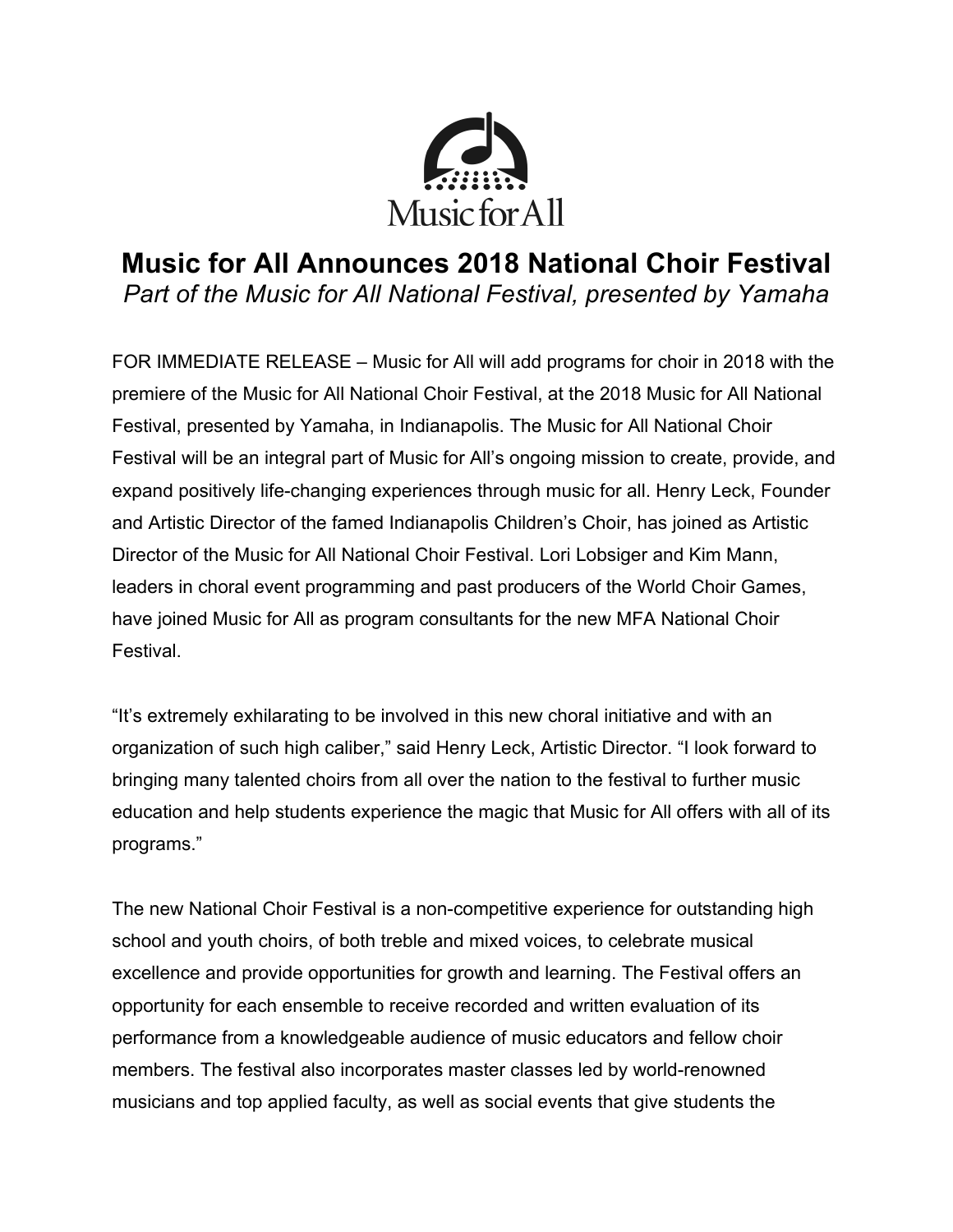Music for All

# Music for All Announces 2018 National Choir Festival

*Part of the Music for All National Festival, presented by Yamaha*

FOR IMMEDIATE RELEASE – Music for All will add programs for choir in 2018 with the premiere of the Music for All National Choir Festival, at the 2018 Music for All National Festival, presented by Yamaha, in Indianapolis. The Music for All National Choir Festival will be an integral part of Music for All's ongoing mission to create, provide, and expand positively life-changing experiences through music for all. Henry Leck, Founder and Artistic Director of the famed Indianapolis Children's Choir, has joined as Artistic Director of the Music for All National Choir Festival. Lori Lobsiger and Kim Mann, leaders in choral event programming and past producers of the World Choir Games, have joined Music for All as program consultants for the new MFA National Choir Festival.

"It's extremely exhilarating to be involved in this new choral initiative and with an organization of such high caliber," said Henry Leck, Artistic Director. "I look forward to bringing many talented choirs from all over the nation to the festival to further music education and help students experience the magic that Music for All offers with all of its programs."

The new National Choir Festival is a non-competitive experience for outstanding high school and youth choirs, of both treble and mixed voices, to celebrate musical excellence and provide opportunities for growth and learning. The Festival offers an opportunity for each ensemble to receive recorded and written evaluation of its performance from a knowledgeable audience of music educators and fellow choir members. The festival also incorporates master classes led by world-renowned musicians and top applied faculty, as well as social events that give students the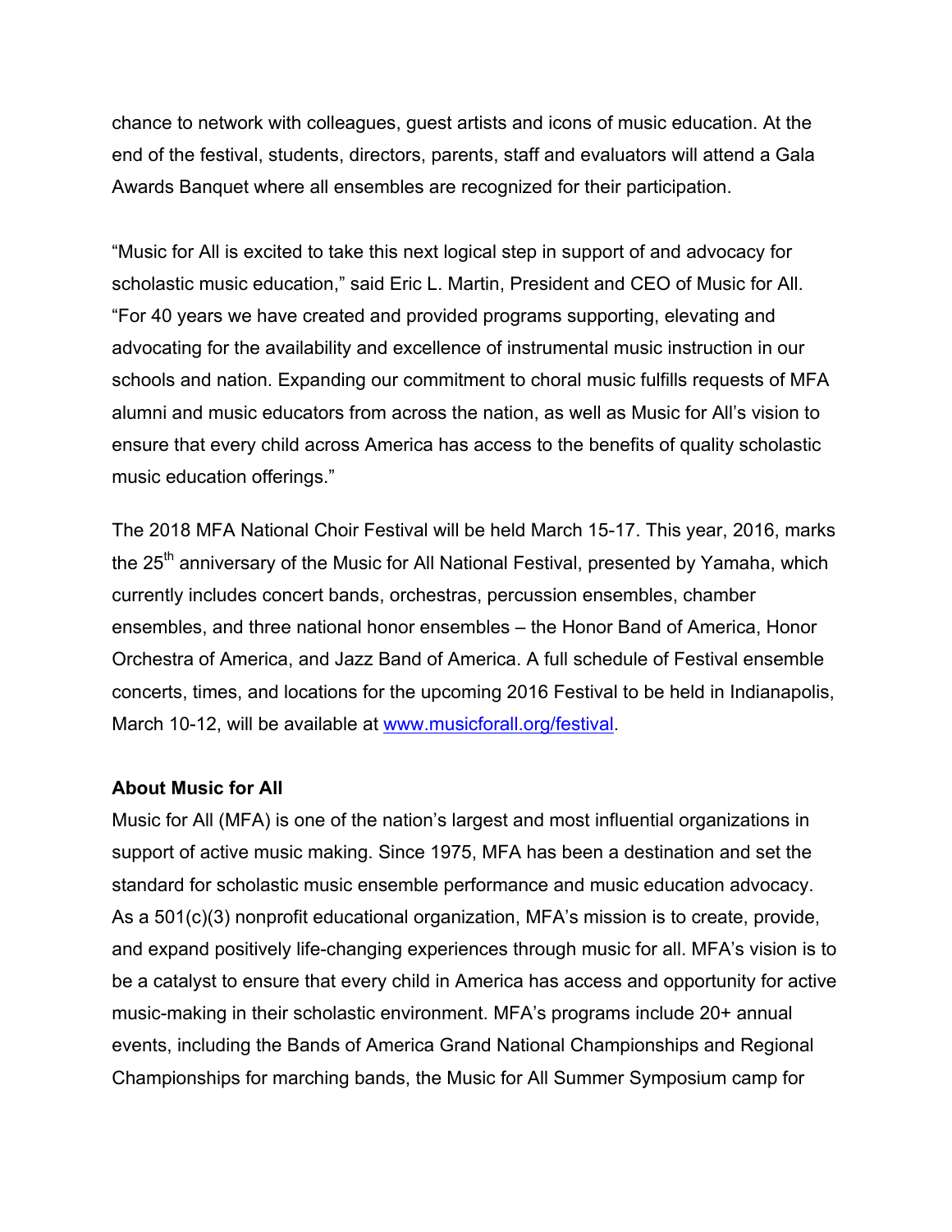chance to network with colleagues, guest artists and icons of music education. At the end of the festival, students, directors, parents, staff and evaluators will attend a Gala Awards Banquet where all ensembles are recognized for their participation.

"Music for All is excited to take this next logical step in support of and advocacy for scholastic music education," said Eric L. Martin, President and CEO of Music for All. "For 40 years we have created and provided programs supporting, elevating and advocating for the availability and excellence of instrumental music instruction in our schools and nation. Expanding our commitment to choral music fulfills requests of MFA alumni and music educators from across the nation, as well as Music for All's vision to ensure that every child across America has access to the benefits of quality scholastic music education offerings."

The 2018 MFA National Choir Festival will be held March 15-17. This year, 2016, marks the 25th anniversary of the Music for All National Festival, presented by Yamaha, which currently includes concert bands, orchestras, percussion ensembles, chamber ensembles, and three national honor ensembles – the Honor Band of America, Honor Orchestra of America, and Jazz Band of America. A full schedule of Festival ensemble concerts, times, and locations for the upcoming 2016 Festival to be held in Indianapolis, March 10-12, will be available at [www.musicforall.org/festival](http://www.musicforall.org/festival).

**About Music for All**

Music for All (MFA) is one of the nation's largest and most influential organizations in support of active music making. Since 1975, MFA has been a destination and set the standard for scholastic music ensemble performance and music education advocacy. As a 501(c)(3) nonprofit educational organization, MFA's mission is to create, provide, and expand positively life-changing experiences through music for all. MFA's vision is to be a catalyst to ensure that every child in America has access and opportunity for active music-making in their scholastic environment. MFA's programs include 20+ annual events, including the Bands of America Grand National Championships and Regional Championships for marching bands, the Music for All Summer Symposium camp for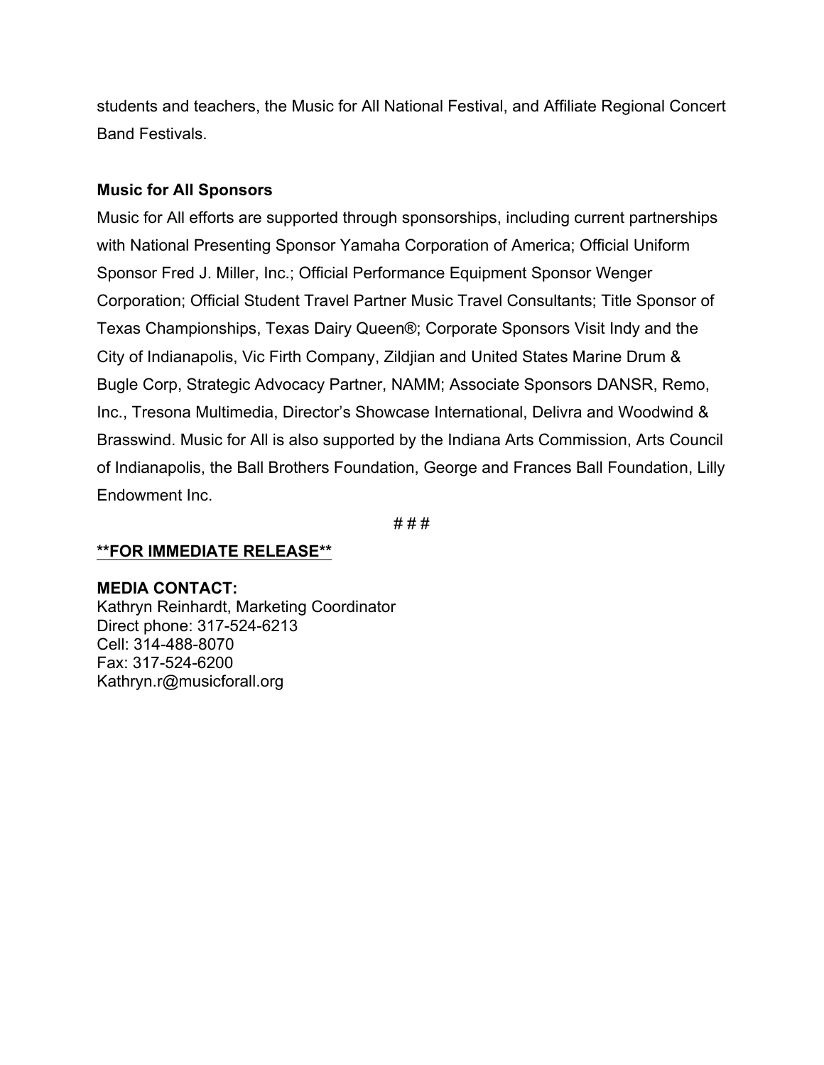students and teachers, the Music for All National Festival, and Affiliate Regional Concert Band Festivals.

**Music for All Sponsors**

Music for All efforts are supported through sponsorships, including current partnerships with National Presenting Sponsor Yamaha Corporation of America; Official Uniform Sponsor Fred J. Miller, Inc.; Official Performance Equipment Sponsor Wenger Corporation; Official Student Travel Partner Music Travel Consultants; Title Sponsor of Texas Championships, Texas Dairy Queen®; Corporate Sponsors Visit Indy and the City of Indianapolis, Vic Firth Company, Zildjian and United States Marine Drum & Bugle Corp, Strategic Advocacy Partner, NAMM; Associate Sponsors DANSR, Remo, Inc., Tresona Multimedia, Director's Showcase International, Delivra and Woodwind & Brasswind. Music for All is also supported by the Indiana Arts Commission, Arts Council of Indianapolis, the Ball Brothers Foundation, George and Frances Ball Foundation, Lilly Endowment Inc.

# # #

**<u>**FOR IMMEDIATE RELEASE**</u>**

**MEDIA CONTACT:**
Kathryn Reinhardt, Marketing Coordinator
Direct phone: 317-524-6213
Cell: 314-488-8070
Fax: 317-524-6200
Kathryn.r@musicforall.org